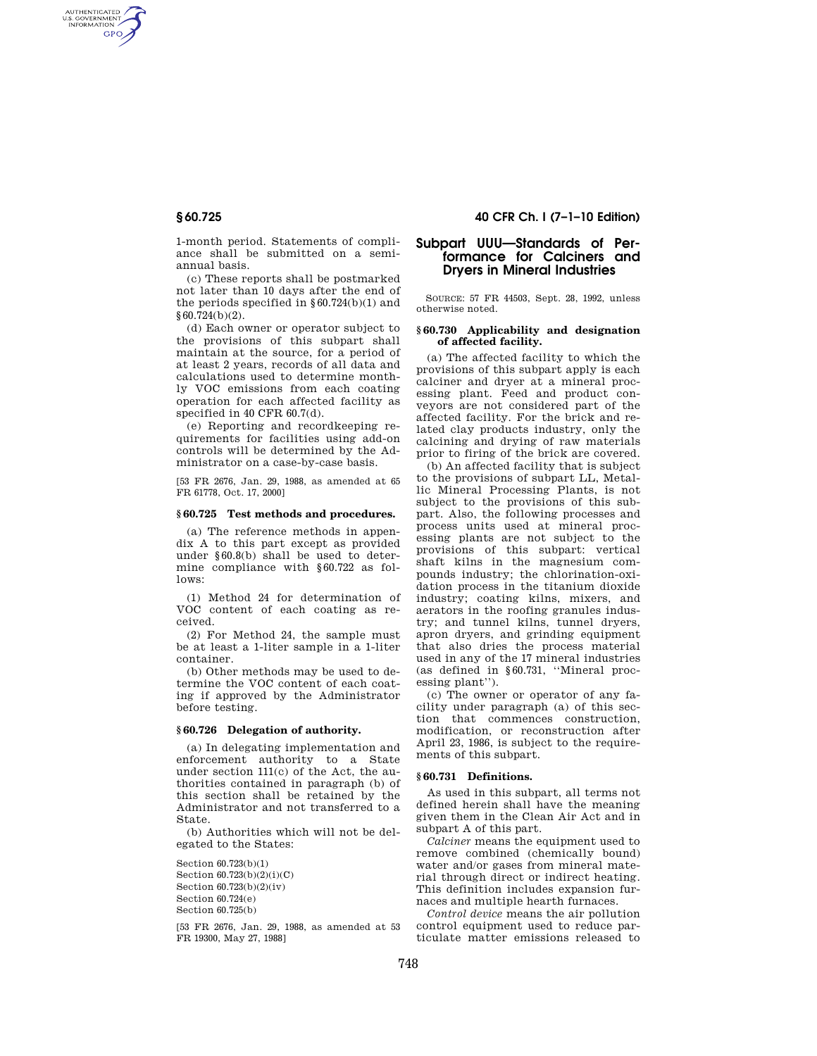1-month period. Statements of compliance shall be submitted on a semiannual basis.

(c) These reports shall be postmarked not later than 10 days after the end of the periods specified in §60.724(b)(1) and §60.724(b)(2).

(d) Each owner or operator subject to the provisions of this subpart shall maintain at the source, for a period of at least 2 years, records of all data and calculations used to determine monthly VOC emissions from each coating operation for each affected facility as specified in 40 CFR 60.7(d).

(e) Reporting and recordkeeping requirements for facilities using add-on controls will be determined by the Administrator on a case-by-case basis.

[53 FR 2676, Jan. 29, 1988, as amended at 65 FR 61778, Oct. 17, 2000]

### §60.725 Test methods and procedures.

(a) The reference methods in appendix A to this part except as provided under §60.8(b) shall be used to determine compliance with §60.722 as follows:

(1) Method 24 for determination of VOC content of each coating as received.

(2) For Method 24, the sample must be at least a 1-liter sample in a 1-liter container.

(b) Other methods may be used to determine the VOC content of each coating if approved by the Administrator before testing.

### §60.726 Delegation of authority.

(a) In delegating implementation and enforcement authority to a State under section 111(c) of the Act, the authorities contained in paragraph (b) of this section shall be retained by the Administrator and not transferred to a State.

(b) Authorities which will not be delegated to the States:

Section 60.723(b)(1)
Section 60.723(b)(2)(i)(C)
Section 60.723(b)(2)(iv)
Section 60.724(e)
Section 60.725(b)

[53 FR 2676, Jan. 29, 1988, as amended at 53 FR 19300, May 27, 1988]

## Subpart UUU—Standards of Performance for Calciners and Dryers in Mineral Industries

SOURCE: 57 FR 44503, Sept. 28, 1992, unless otherwise noted.

### §60.730 Applicability and designation of affected facility.

(a) The affected facility to which the provisions of this subpart apply is each calciner and dryer at a mineral processing plant. Feed and product conveyors are not considered part of the affected facility. For the brick and related clay products industry, only the calcining and drying of raw materials prior to firing of the brick are covered.

(b) An affected facility that is subject to the provisions of subpart LL, Metallic Mineral Processing Plants, is not subject to the provisions of this subpart. Also, the following processes and process units used at mineral processing plants are not subject to the provisions of this subpart: vertical shaft kilns in the magnesium compounds industry; the chlorination-oxidation process in the titanium dioxide industry; coating kilns, mixers, and aerators in the roofing granules industry; and tunnel kilns, tunnel dryers, apron dryers, and grinding equipment that also dries the process material used in any of the 17 mineral industries (as defined in §60.731, "Mineral processing plant").

(c) The owner or operator of any facility under paragraph (a) of this section that commences construction, modification, or reconstruction after April 23, 1986, is subject to the requirements of this subpart.

### §60.731 Definitions.

As used in this subpart, all terms not defined herein shall have the meaning given them in the Clean Air Act and in subpart A of this part.

*Calciner* means the equipment used to remove combined (chemically bound) water and/or gases from mineral material through direct or indirect heating. This definition includes expansion furnaces and multiple hearth furnaces.

*Control device* means the air pollution control equipment used to reduce particulate matter emissions released to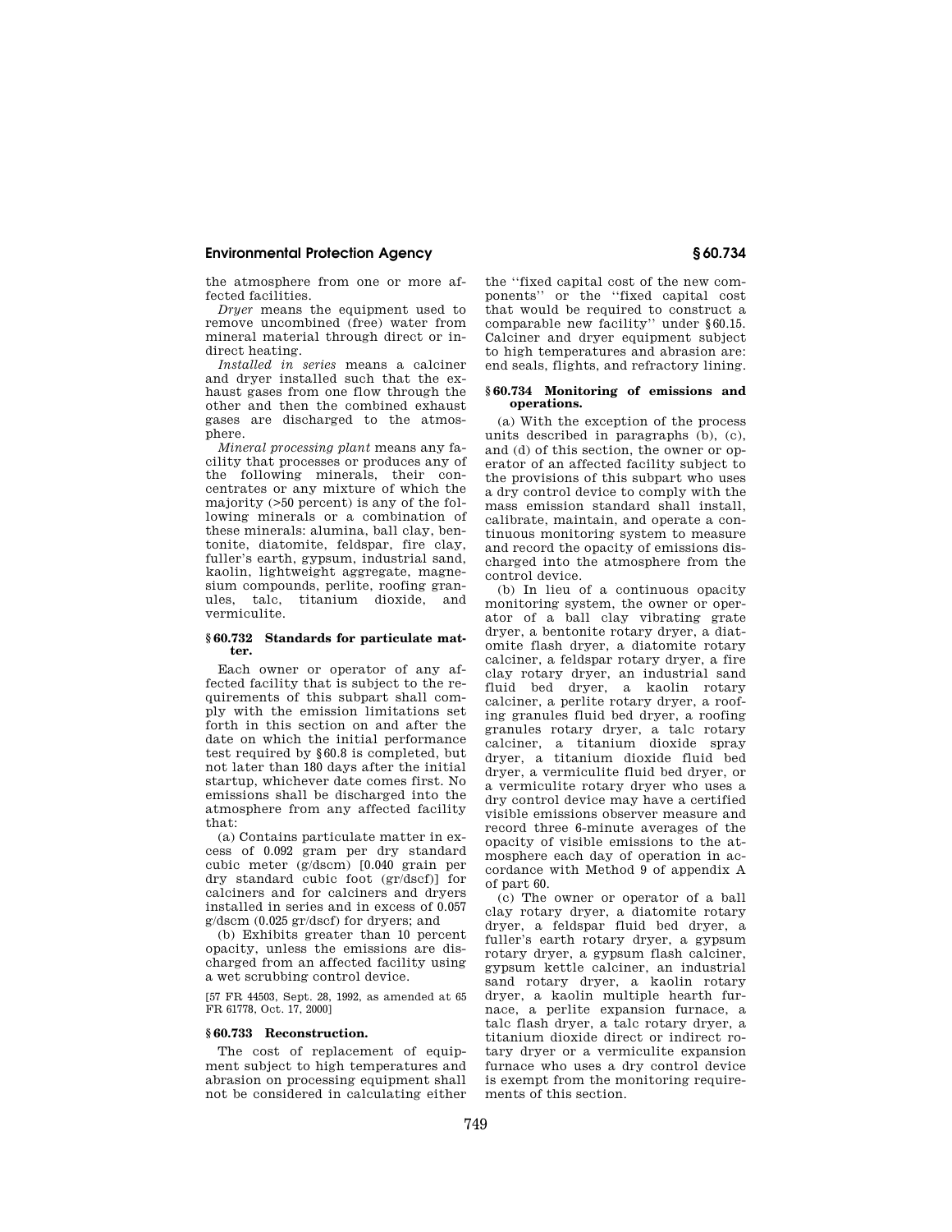the atmosphere from one or more affected facilities.

*Dryer* means the equipment used to remove uncombined (free) water from mineral material through direct or indirect heating.

*Installed in series* means a calciner and dryer installed such that the exhaust gases from one flow through the other and then the combined exhaust gases are discharged to the atmosphere.

*Mineral processing plant* means any facility that processes or produces any of the following minerals, their concentrates or any mixture of which the majority (>50 percent) is any of the following minerals or a combination of these minerals: alumina, ball clay, bentonite, diatomite, feldspar, fire clay, fuller's earth, gypsum, industrial sand, kaolin, lightweight aggregate, magnesium compounds, perlite, roofing granules, talc, titanium dioxide, and vermiculite.

## § 60.732 Standards for particulate matter.

Each owner or operator of any affected facility that is subject to the requirements of this subpart shall comply with the emission limitations set forth in this section on and after the date on which the initial performance test required by § 60.8 is completed, but not later than 180 days after the initial startup, whichever date comes first. No emissions shall be discharged into the atmosphere from any affected facility that:

(a) Contains particulate matter in excess of 0.092 gram per dry standard cubic meter (g/dscm) [0.040 grain per dry standard cubic foot (gr/dscf)] for calciners and for calciners and dryers installed in series and in excess of 0.057 g/dscm (0.025 gr/dscf) for dryers; and

(b) Exhibits greater than 10 percent opacity, unless the emissions are discharged from an affected facility using a wet scrubbing control device.

[57 FR 44503, Sept. 28, 1992, as amended at 65 FR 61778, Oct. 17, 2000]

## § 60.733 Reconstruction.

The cost of replacement of equipment subject to high temperatures and abrasion on processing equipment shall not be considered in calculating either the "fixed capital cost of the new components" or the "fixed capital cost that would be required to construct a comparable new facility" under § 60.15. Calciner and dryer equipment subject to high temperatures and abrasion are: end seals, flights, and refractory lining.

## § 60.734 Monitoring of emissions and operations.

(a) With the exception of the process units described in paragraphs (b), (c), and (d) of this section, the owner or operator of an affected facility subject to the provisions of this subpart who uses a dry control device to comply with the mass emission standard shall install, calibrate, maintain, and operate a continuous monitoring system to measure and record the opacity of emissions discharged into the atmosphere from the control device.

(b) In lieu of a continuous opacity monitoring system, the owner or operator of a ball clay vibrating grate dryer, a bentonite rotary dryer, a diatomite flash dryer, a diatomite rotary calciner, a feldspar rotary dryer, a fire clay rotary dryer, an industrial sand fluid bed dryer, a kaolin rotary calciner, a perlite rotary dryer, a roofing granules fluid bed dryer, a roofing granules rotary dryer, a talc rotary calciner, a titanium dioxide spray dryer, a titanium dioxide fluid bed dryer, a vermiculite fluid bed dryer, or a vermiculite rotary dryer who uses a dry control device may have a certified visible emissions observer measure and record three 6-minute averages of the opacity of visible emissions to the atmosphere each day of operation in accordance with Method 9 of appendix A of part 60.

(c) The owner or operator of a ball clay rotary dryer, a diatomite rotary dryer, a feldspar fluid bed dryer, a fuller's earth rotary dryer, a gypsum rotary dryer, a gypsum flash calciner, gypsum kettle calciner, an industrial sand rotary dryer, a kaolin rotary dryer, a kaolin multiple hearth furnace, a perlite expansion furnace, a talc flash dryer, a talc rotary dryer, a titanium dioxide direct or indirect rotary dryer or a vermiculite expansion furnace who uses a dry control device is exempt from the monitoring requirements of this section.